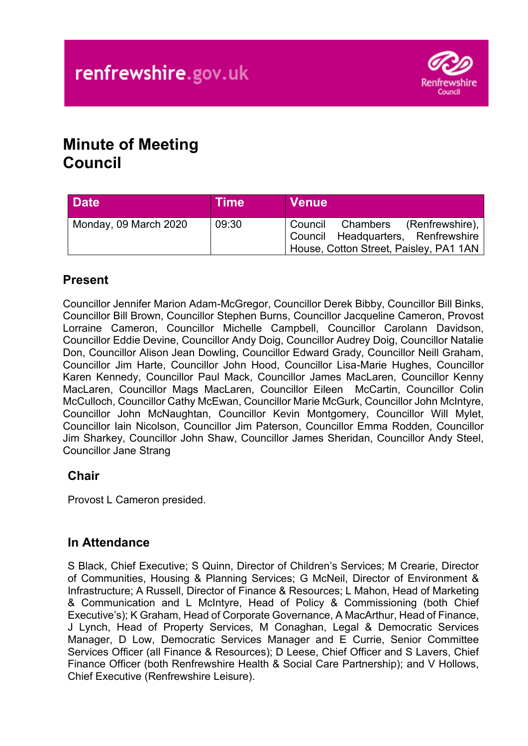renfrewshire.gov.uk

# Minute of Meeting
# Council

| Date | Time | Venue |
| --- | --- | --- |
| Monday, 09 March 2020 | 09:30 | Council Chambers (Renfrewshire), Council Headquarters, Renfrewshire House, Cotton Street, Paisley, PA1 1AN |

## Present

Councillor Jennifer Marion Adam-McGregor, Councillor Derek Bibby, Councillor Bill Binks, Councillor Bill Brown, Councillor Stephen Burns, Councillor Jacqueline Cameron, Provost Lorraine Cameron, Councillor Michelle Campbell, Councillor Carolann Davidson, Councillor Eddie Devine, Councillor Andy Doig, Councillor Audrey Doig, Councillor Natalie Don, Councillor Alison Jean Dowling, Councillor Edward Grady, Councillor Neill Graham, Councillor Jim Harte, Councillor John Hood, Councillor Lisa-Marie Hughes, Councillor Karen Kennedy, Councillor Paul Mack, Councillor James MacLaren, Councillor Kenny MacLaren, Councillor Mags MacLaren, Councillor Eileen McCartin, Councillor Colin McCulloch, Councillor Cathy McEwan, Councillor Marie McGurk, Councillor John McIntyre, Councillor John McNaughtan, Councillor Kevin Montgomery, Councillor Will Mylet, Councillor Iain Nicolson, Councillor Jim Paterson, Councillor Emma Rodden, Councillor Jim Sharkey, Councillor John Shaw, Councillor James Sheridan, Councillor Andy Steel, Councillor Jane Strang

## Chair

Provost L Cameron presided.

## In Attendance

S Black, Chief Executive; S Quinn, Director of Children's Services; M Crearie, Director of Communities, Housing & Planning Services; G McNeil, Director of Environment & Infrastructure; A Russell, Director of Finance & Resources; L Mahon, Head of Marketing & Communication and L McIntyre, Head of Policy & Commissioning (both Chief Executive's); K Graham, Head of Corporate Governance, A MacArthur, Head of Finance, J Lynch, Head of Property Services, M Conaghan, Legal & Democratic Services Manager, D Low, Democratic Services Manager and E Currie, Senior Committee Services Officer (all Finance & Resources); D Leese, Chief Officer and S Lavers, Chief Finance Officer (both Renfrewshire Health & Social Care Partnership); and V Hollows, Chief Executive (Renfrewshire Leisure).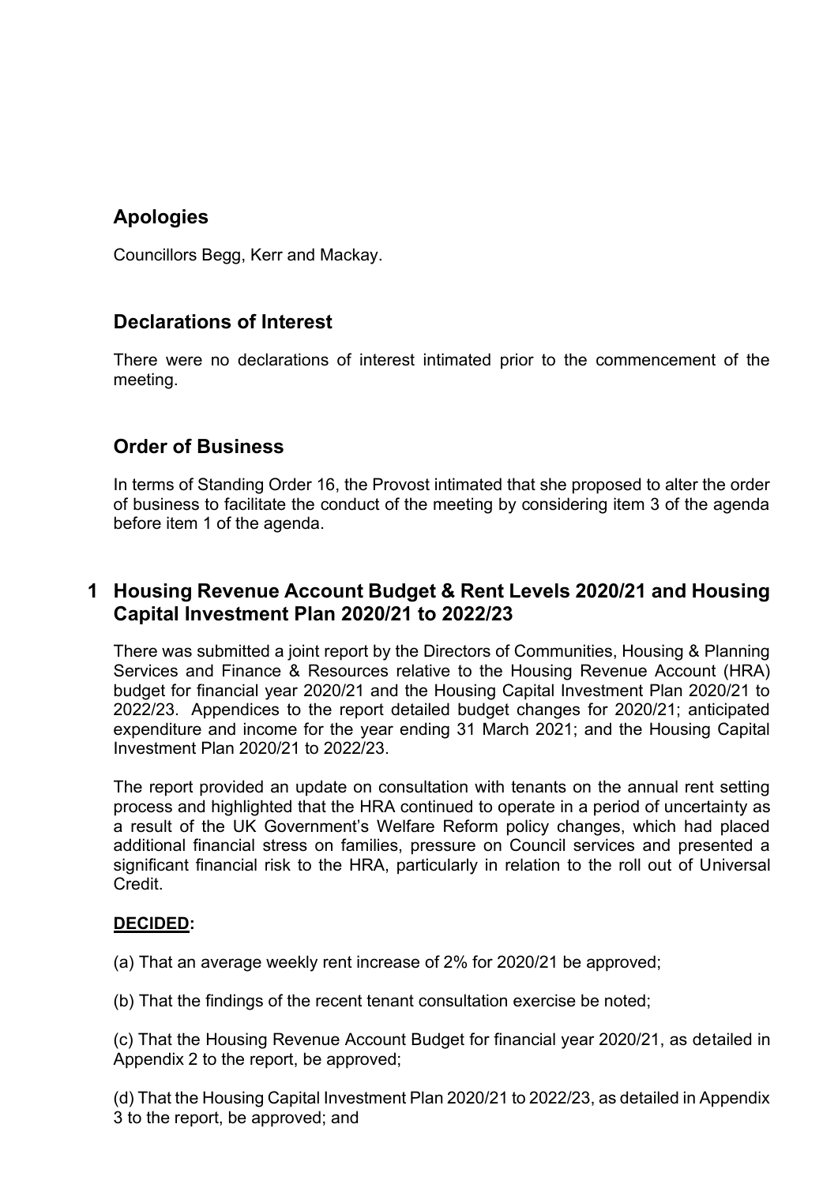## Apologies

Councillors Begg, Kerr and Mackay.

## Declarations of Interest

There were no declarations of interest intimated prior to the commencement of the meeting.

## Order of Business

In terms of Standing Order 16, the Provost intimated that she proposed to alter the order of business to facilitate the conduct of the meeting by considering item 3 of the agenda before item 1 of the agenda.

## 1 Housing Revenue Account Budget & Rent Levels 2020/21 and Housing Capital Investment Plan 2020/21 to 2022/23

There was submitted a joint report by the Directors of Communities, Housing & Planning Services and Finance & Resources relative to the Housing Revenue Account (HRA) budget for financial year 2020/21 and the Housing Capital Investment Plan 2020/21 to 2022/23. Appendices to the report detailed budget changes for 2020/21; anticipated expenditure and income for the year ending 31 March 2021; and the Housing Capital Investment Plan 2020/21 to 2022/23.

The report provided an update on consultation with tenants on the annual rent setting process and highlighted that the HRA continued to operate in a period of uncertainty as a result of the UK Government's Welfare Reform policy changes, which had placed additional financial stress on families, pressure on Council services and presented a significant financial risk to the HRA, particularly in relation to the roll out of Universal Credit.

**DECIDED:**

(a) That an average weekly rent increase of 2% for 2020/21 be approved;

(b) That the findings of the recent tenant consultation exercise be noted;

(c) That the Housing Revenue Account Budget for financial year 2020/21, as detailed in Appendix 2 to the report, be approved;

(d) That the Housing Capital Investment Plan 2020/21 to 2022/23, as detailed in Appendix 3 to the report, be approved; and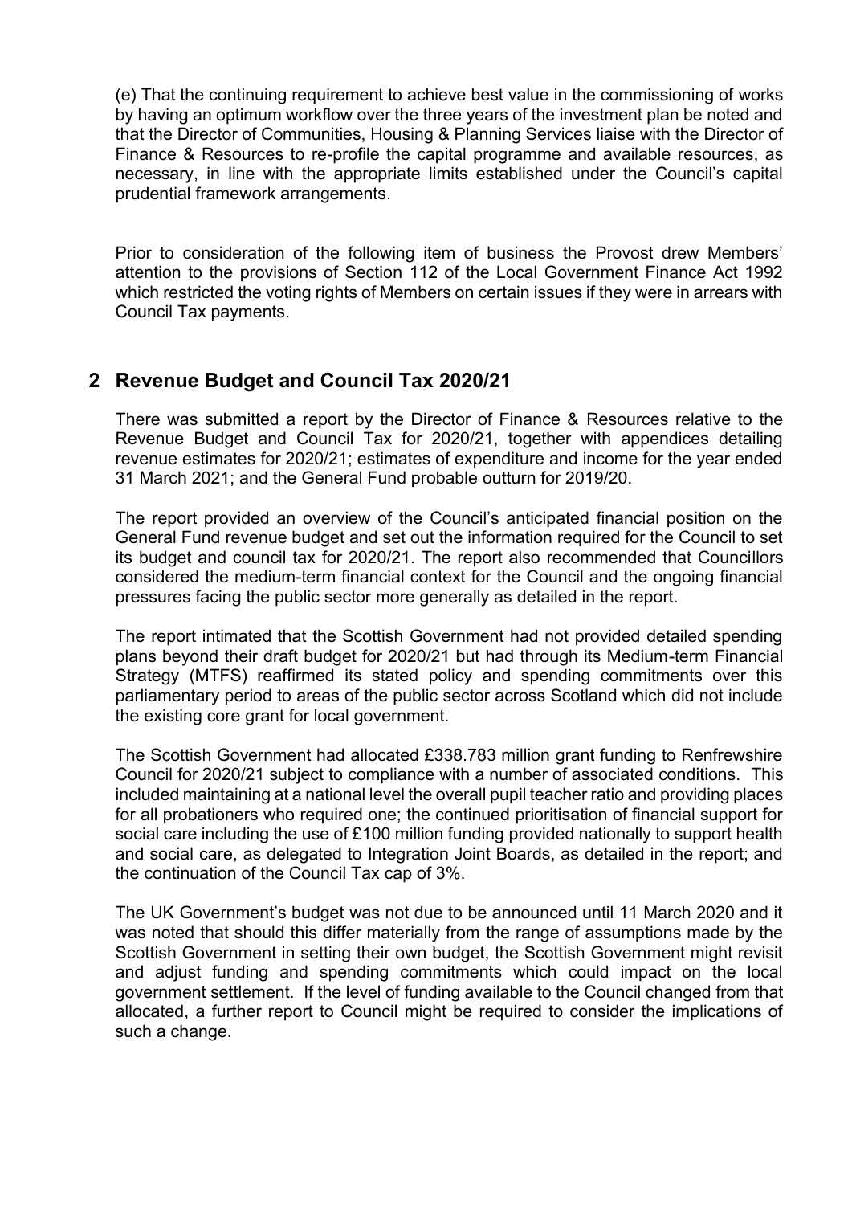(e) That the continuing requirement to achieve best value in the commissioning of works by having an optimum workflow over the three years of the investment plan be noted and that the Director of Communities, Housing & Planning Services liaise with the Director of Finance & Resources to re-profile the capital programme and available resources, as necessary, in line with the appropriate limits established under the Council's capital prudential framework arrangements.

Prior to consideration of the following item of business the Provost drew Members' attention to the provisions of Section 112 of the Local Government Finance Act 1992 which restricted the voting rights of Members on certain issues if they were in arrears with Council Tax payments.

## 2 Revenue Budget and Council Tax 2020/21

There was submitted a report by the Director of Finance & Resources relative to the Revenue Budget and Council Tax for 2020/21, together with appendices detailing revenue estimates for 2020/21; estimates of expenditure and income for the year ended 31 March 2021; and the General Fund probable outturn for 2019/20.

The report provided an overview of the Council's anticipated financial position on the General Fund revenue budget and set out the information required for the Council to set its budget and council tax for 2020/21. The report also recommended that Councillors considered the medium-term financial context for the Council and the ongoing financial pressures facing the public sector more generally as detailed in the report.

The report intimated that the Scottish Government had not provided detailed spending plans beyond their draft budget for 2020/21 but had through its Medium-term Financial Strategy (MTFS) reaffirmed its stated policy and spending commitments over this parliamentary period to areas of the public sector across Scotland which did not include the existing core grant for local government.

The Scottish Government had allocated £338.783 million grant funding to Renfrewshire Council for 2020/21 subject to compliance with a number of associated conditions. This included maintaining at a national level the overall pupil teacher ratio and providing places for all probationers who required one; the continued prioritisation of financial support for social care including the use of £100 million funding provided nationally to support health and social care, as delegated to Integration Joint Boards, as detailed in the report; and the continuation of the Council Tax cap of 3%.

The UK Government's budget was not due to be announced until 11 March 2020 and it was noted that should this differ materially from the range of assumptions made by the Scottish Government in setting their own budget, the Scottish Government might revisit and adjust funding and spending commitments which could impact on the local government settlement. If the level of funding available to the Council changed from that allocated, a further report to Council might be required to consider the implications of such a change.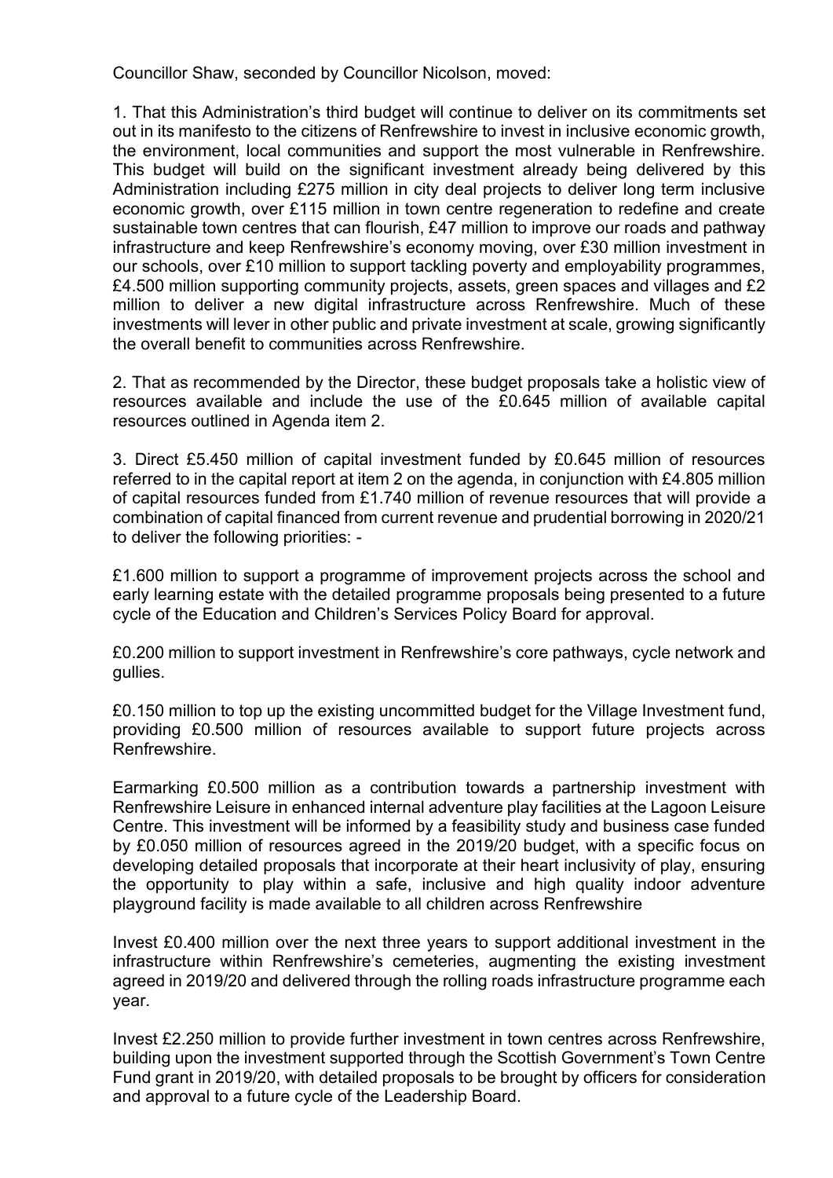Councillor Shaw, seconded by Councillor Nicolson, moved:

1. That this Administration's third budget will continue to deliver on its commitments set out in its manifesto to the citizens of Renfrewshire to invest in inclusive economic growth, the environment, local communities and support the most vulnerable in Renfrewshire. This budget will build on the significant investment already being delivered by this Administration including £275 million in city deal projects to deliver long term inclusive economic growth, over £115 million in town centre regeneration to redefine and create sustainable town centres that can flourish, £47 million to improve our roads and pathway infrastructure and keep Renfrewshire's economy moving, over £30 million investment in our schools, over £10 million to support tackling poverty and employability programmes, £4.500 million supporting community projects, assets, green spaces and villages and £2 million to deliver a new digital infrastructure across Renfrewshire. Much of these investments will lever in other public and private investment at scale, growing significantly the overall benefit to communities across Renfrewshire.

2. That as recommended by the Director, these budget proposals take a holistic view of resources available and include the use of the £0.645 million of available capital resources outlined in Agenda item 2.

3. Direct £5.450 million of capital investment funded by £0.645 million of resources referred to in the capital report at item 2 on the agenda, in conjunction with £4.805 million of capital resources funded from £1.740 million of revenue resources that will provide a combination of capital financed from current revenue and prudential borrowing in 2020/21 to deliver the following priorities: -

£1.600 million to support a programme of improvement projects across the school and early learning estate with the detailed programme proposals being presented to a future cycle of the Education and Children's Services Policy Board for approval.

£0.200 million to support investment in Renfrewshire's core pathways, cycle network and gullies.

£0.150 million to top up the existing uncommitted budget for the Village Investment fund, providing £0.500 million of resources available to support future projects across Renfrewshire.

Earmarking £0.500 million as a contribution towards a partnership investment with Renfrewshire Leisure in enhanced internal adventure play facilities at the Lagoon Leisure Centre. This investment will be informed by a feasibility study and business case funded by £0.050 million of resources agreed in the 2019/20 budget, with a specific focus on developing detailed proposals that incorporate at their heart inclusivity of play, ensuring the opportunity to play within a safe, inclusive and high quality indoor adventure playground facility is made available to all children across Renfrewshire

Invest £0.400 million over the next three years to support additional investment in the infrastructure within Renfrewshire's cemeteries, augmenting the existing investment agreed in 2019/20 and delivered through the rolling roads infrastructure programme each year.

Invest £2.250 million to provide further investment in town centres across Renfrewshire, building upon the investment supported through the Scottish Government's Town Centre Fund grant in 2019/20, with detailed proposals to be brought by officers for consideration and approval to a future cycle of the Leadership Board.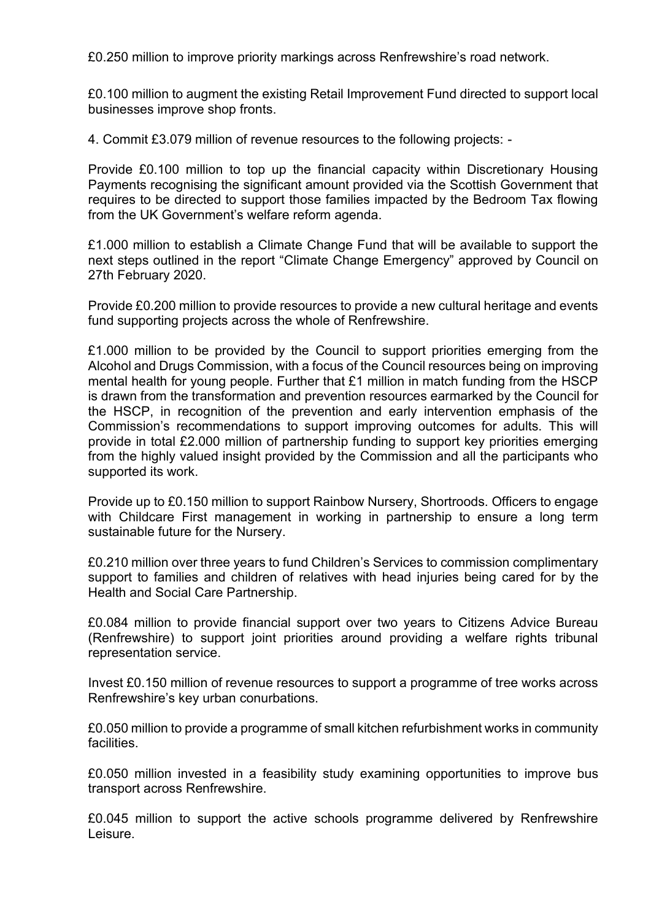£0.250 million to improve priority markings across Renfrewshire's road network.

£0.100 million to augment the existing Retail Improvement Fund directed to support local businesses improve shop fronts.

4. Commit £3.079 million of revenue resources to the following projects: -

Provide £0.100 million to top up the financial capacity within Discretionary Housing Payments recognising the significant amount provided via the Scottish Government that requires to be directed to support those families impacted by the Bedroom Tax flowing from the UK Government's welfare reform agenda.

£1.000 million to establish a Climate Change Fund that will be available to support the next steps outlined in the report "Climate Change Emergency" approved by Council on 27th February 2020.

Provide £0.200 million to provide resources to provide a new cultural heritage and events fund supporting projects across the whole of Renfrewshire.

£1.000 million to be provided by the Council to support priorities emerging from the Alcohol and Drugs Commission, with a focus of the Council resources being on improving mental health for young people. Further that £1 million in match funding from the HSCP is drawn from the transformation and prevention resources earmarked by the Council for the HSCP, in recognition of the prevention and early intervention emphasis of the Commission's recommendations to support improving outcomes for adults. This will provide in total £2.000 million of partnership funding to support key priorities emerging from the highly valued insight provided by the Commission and all the participants who supported its work.

Provide up to £0.150 million to support Rainbow Nursery, Shortroods. Officers to engage with Childcare First management in working in partnership to ensure a long term sustainable future for the Nursery.

£0.210 million over three years to fund Children's Services to commission complimentary support to families and children of relatives with head injuries being cared for by the Health and Social Care Partnership.

£0.084 million to provide financial support over two years to Citizens Advice Bureau (Renfrewshire) to support joint priorities around providing a welfare rights tribunal representation service.

Invest £0.150 million of revenue resources to support a programme of tree works across Renfrewshire's key urban conurbations.

£0.050 million to provide a programme of small kitchen refurbishment works in community facilities.

£0.050 million invested in a feasibility study examining opportunities to improve bus transport across Renfrewshire.

£0.045 million to support the active schools programme delivered by Renfrewshire Leisure.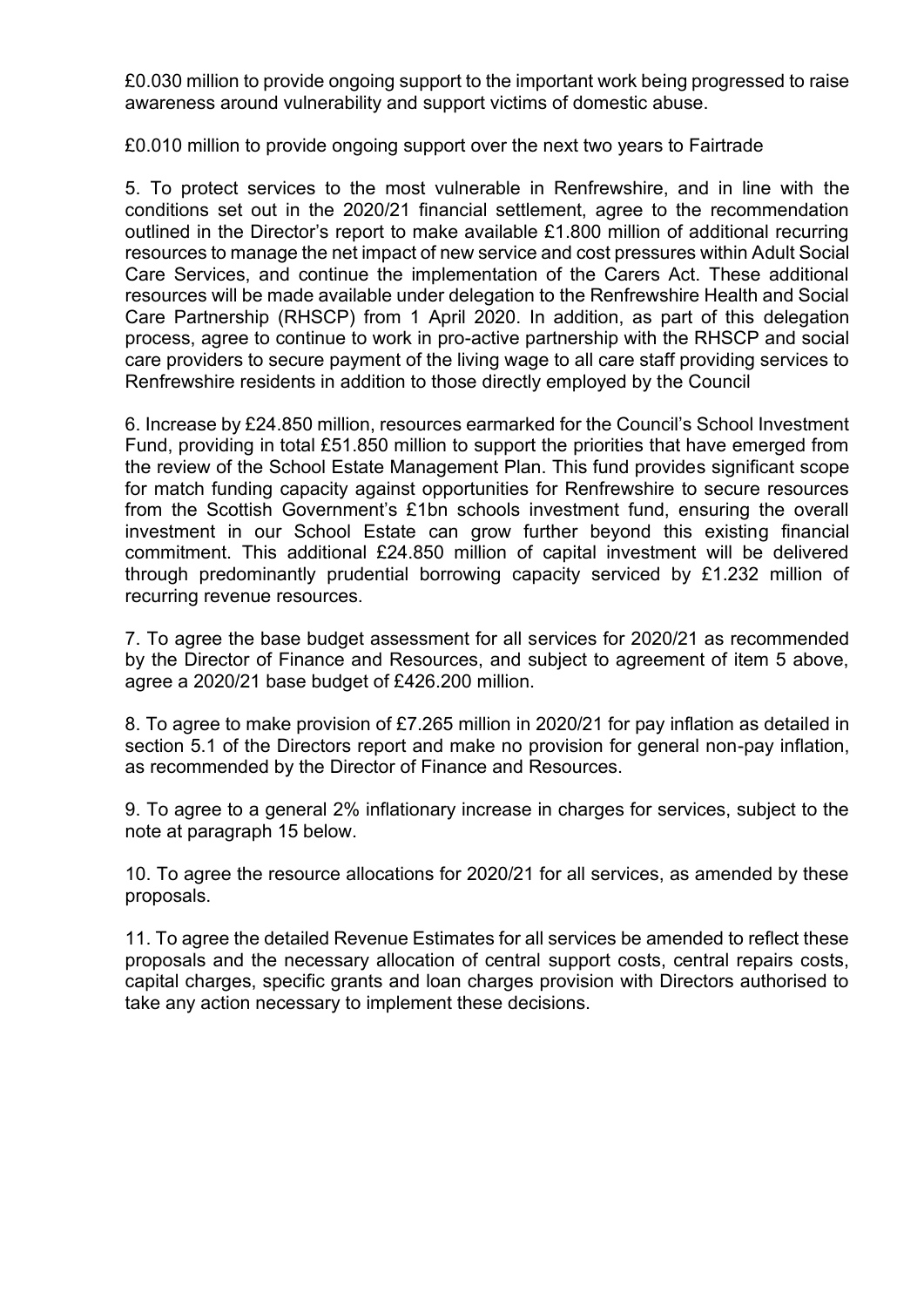£0.030 million to provide ongoing support to the important work being progressed to raise awareness around vulnerability and support victims of domestic abuse.

£0.010 million to provide ongoing support over the next two years to Fairtrade

5. To protect services to the most vulnerable in Renfrewshire, and in line with the conditions set out in the 2020/21 financial settlement, agree to the recommendation outlined in the Director's report to make available £1.800 million of additional recurring resources to manage the net impact of new service and cost pressures within Adult Social Care Services, and continue the implementation of the Carers Act. These additional resources will be made available under delegation to the Renfrewshire Health and Social Care Partnership (RHSCP) from 1 April 2020. In addition, as part of this delegation process, agree to continue to work in pro-active partnership with the RHSCP and social care providers to secure payment of the living wage to all care staff providing services to Renfrewshire residents in addition to those directly employed by the Council

6. Increase by £24.850 million, resources earmarked for the Council's School Investment Fund, providing in total £51.850 million to support the priorities that have emerged from the review of the School Estate Management Plan. This fund provides significant scope for match funding capacity against opportunities for Renfrewshire to secure resources from the Scottish Government's £1bn schools investment fund, ensuring the overall investment in our School Estate can grow further beyond this existing financial commitment. This additional £24.850 million of capital investment will be delivered through predominantly prudential borrowing capacity serviced by £1.232 million of recurring revenue resources.

7. To agree the base budget assessment for all services for 2020/21 as recommended by the Director of Finance and Resources, and subject to agreement of item 5 above, agree a 2020/21 base budget of £426.200 million.

8. To agree to make provision of £7.265 million in 2020/21 for pay inflation as detailed in section 5.1 of the Directors report and make no provision for general non-pay inflation, as recommended by the Director of Finance and Resources.

9. To agree to a general 2% inflationary increase in charges for services, subject to the note at paragraph 15 below.

10. To agree the resource allocations for 2020/21 for all services, as amended by these proposals.

11. To agree the detailed Revenue Estimates for all services be amended to reflect these proposals and the necessary allocation of central support costs, central repairs costs, capital charges, specific grants and loan charges provision with Directors authorised to take any action necessary to implement these decisions.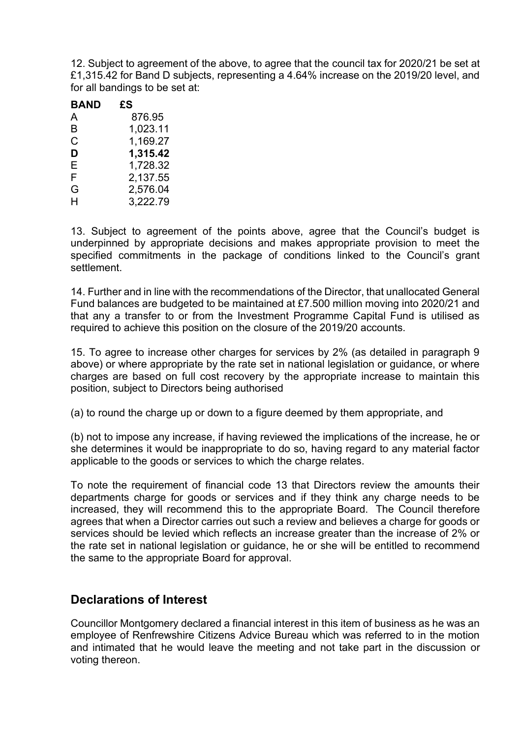12. Subject to agreement of the above, to agree that the council tax for 2020/21 be set at £1,315.42 for Band D subjects, representing a 4.64% increase on the 2019/20 level, and for all bandings to be set at:

| **BAND** | **£S** |
|---|---|
| A | 876.95 |
| B | 1,023.11 |
| C | 1,169.27 |
| **D** | **1,315.42** |
| E | 1,728.32 |
| F | 2,137.55 |
| G | 2,576.04 |
| H | 3,222.79 |

13. Subject to agreement of the points above, agree that the Council's budget is underpinned by appropriate decisions and makes appropriate provision to meet the specified commitments in the package of conditions linked to the Council's grant settlement.

14. Further and in line with the recommendations of the Director, that unallocated General Fund balances are budgeted to be maintained at £7.500 million moving into 2020/21 and that any a transfer to or from the Investment Programme Capital Fund is utilised as required to achieve this position on the closure of the 2019/20 accounts.

15. To agree to increase other charges for services by 2% (as detailed in paragraph 9 above) or where appropriate by the rate set in national legislation or guidance, or where charges are based on full cost recovery by the appropriate increase to maintain this position, subject to Directors being authorised

(a) to round the charge up or down to a figure deemed by them appropriate, and

(b) not to impose any increase, if having reviewed the implications of the increase, he or she determines it would be inappropriate to do so, having regard to any material factor applicable to the goods or services to which the charge relates.

To note the requirement of financial code 13 that Directors review the amounts their departments charge for goods or services and if they think any charge needs to be increased, they will recommend this to the appropriate Board. The Council therefore agrees that when a Director carries out such a review and believes a charge for goods or services should be levied which reflects an increase greater than the increase of 2% or the rate set in national legislation or guidance, he or she will be entitled to recommend the same to the appropriate Board for approval.

## Declarations of Interest

Councillor Montgomery declared a financial interest in this item of business as he was an employee of Renfrewshire Citizens Advice Bureau which was referred to in the motion and intimated that he would leave the meeting and not take part in the discussion or voting thereon.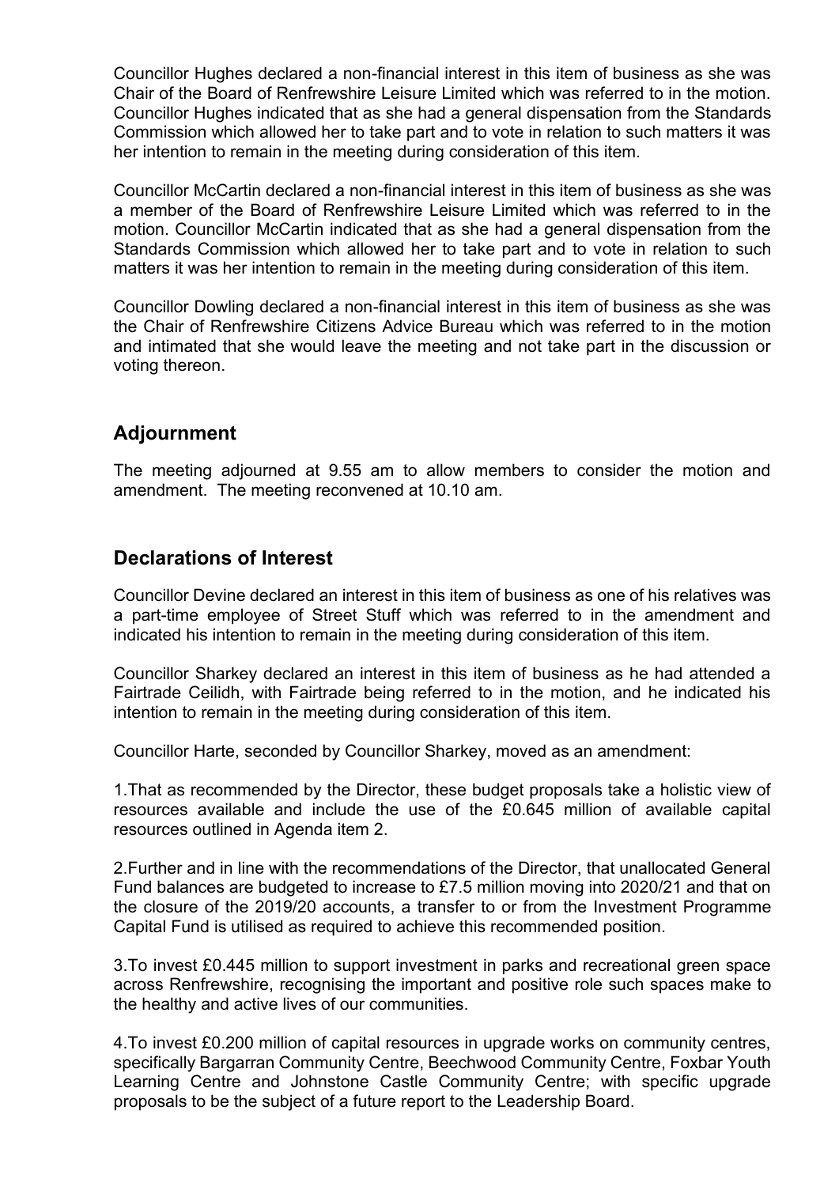Councillor Hughes declared a non-financial interest in this item of business as she was Chair of the Board of Renfrewshire Leisure Limited which was referred to in the motion. Councillor Hughes indicated that as she had a general dispensation from the Standards Commission which allowed her to take part and to vote in relation to such matters it was her intention to remain in the meeting during consideration of this item.

Councillor McCartin declared a non-financial interest in this item of business as she was a member of the Board of Renfrewshire Leisure Limited which was referred to in the motion. Councillor McCartin indicated that as she had a general dispensation from the Standards Commission which allowed her to take part and to vote in relation to such matters it was her intention to remain in the meeting during consideration of this item.

Councillor Dowling declared a non-financial interest in this item of business as she was the Chair of Renfrewshire Citizens Advice Bureau which was referred to in the motion and intimated that she would leave the meeting and not take part in the discussion or voting thereon.

## Adjournment

The meeting adjourned at 9.55 am to allow members to consider the motion and amendment. The meeting reconvened at 10.10 am.

## Declarations of Interest

Councillor Devine declared an interest in this item of business as one of his relatives was a part-time employee of Street Stuff which was referred to in the amendment and indicated his intention to remain in the meeting during consideration of this item.

Councillor Sharkey declared an interest in this item of business as he had attended a Fairtrade Ceilidh, with Fairtrade being referred to in the motion, and he indicated his intention to remain in the meeting during consideration of this item.

Councillor Harte, seconded by Councillor Sharkey, moved as an amendment:

1.That as recommended by the Director, these budget proposals take a holistic view of resources available and include the use of the £0.645 million of available capital resources outlined in Agenda item 2.

2.Further and in line with the recommendations of the Director, that unallocated General Fund balances are budgeted to increase to £7.5 million moving into 2020/21 and that on the closure of the 2019/20 accounts, a transfer to or from the Investment Programme Capital Fund is utilised as required to achieve this recommended position.

3.To invest £0.445 million to support investment in parks and recreational green space across Renfrewshire, recognising the important and positive role such spaces make to the healthy and active lives of our communities.

4.To invest £0.200 million of capital resources in upgrade works on community centres, specifically Bargarran Community Centre, Beechwood Community Centre, Foxbar Youth Learning Centre and Johnstone Castle Community Centre; with specific upgrade proposals to be the subject of a future report to the Leadership Board.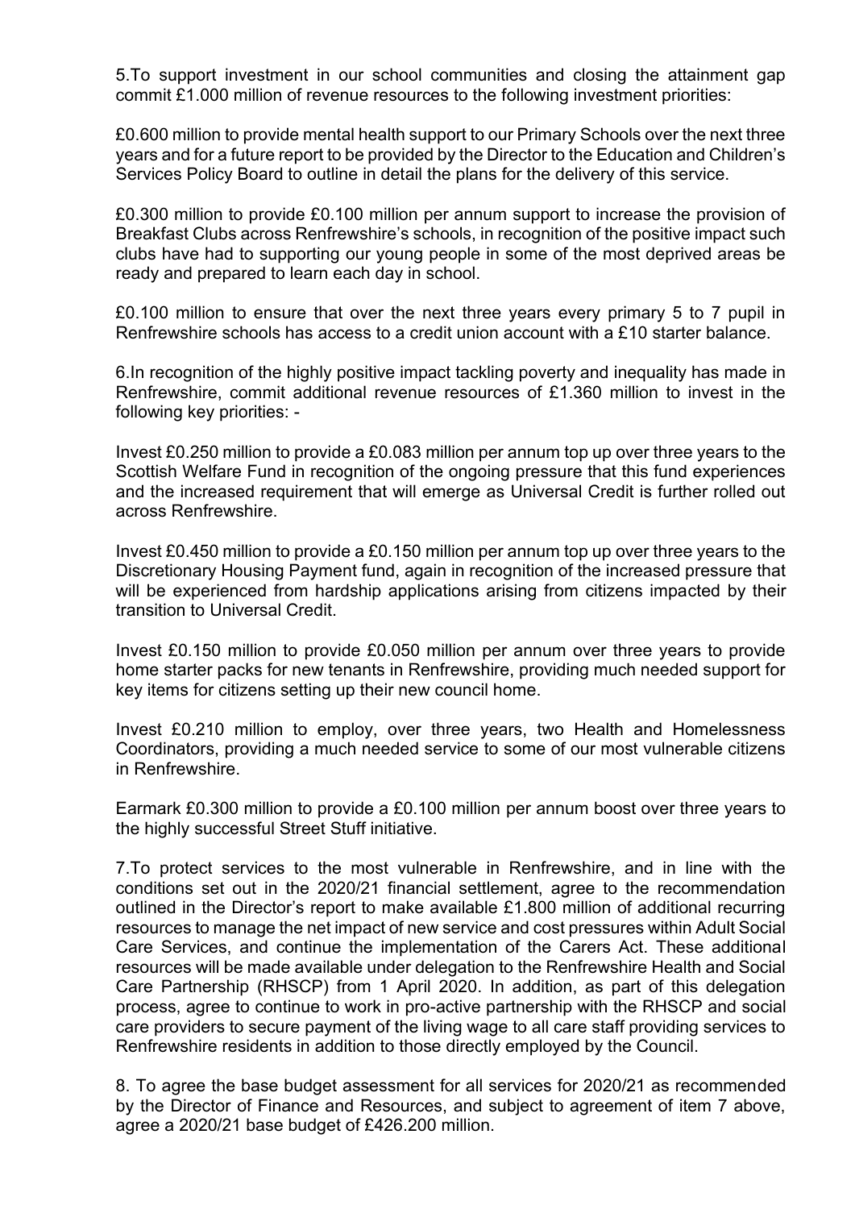5.To support investment in our school communities and closing the attainment gap commit £1.000 million of revenue resources to the following investment priorities:

£0.600 million to provide mental health support to our Primary Schools over the next three years and for a future report to be provided by the Director to the Education and Children's Services Policy Board to outline in detail the plans for the delivery of this service.

£0.300 million to provide £0.100 million per annum support to increase the provision of Breakfast Clubs across Renfrewshire's schools, in recognition of the positive impact such clubs have had to supporting our young people in some of the most deprived areas be ready and prepared to learn each day in school.

£0.100 million to ensure that over the next three years every primary 5 to 7 pupil in Renfrewshire schools has access to a credit union account with a £10 starter balance.

6.In recognition of the highly positive impact tackling poverty and inequality has made in Renfrewshire, commit additional revenue resources of £1.360 million to invest in the following key priorities: -

Invest £0.250 million to provide a £0.083 million per annum top up over three years to the Scottish Welfare Fund in recognition of the ongoing pressure that this fund experiences and the increased requirement that will emerge as Universal Credit is further rolled out across Renfrewshire.

Invest £0.450 million to provide a £0.150 million per annum top up over three years to the Discretionary Housing Payment fund, again in recognition of the increased pressure that will be experienced from hardship applications arising from citizens impacted by their transition to Universal Credit.

Invest £0.150 million to provide £0.050 million per annum over three years to provide home starter packs for new tenants in Renfrewshire, providing much needed support for key items for citizens setting up their new council home.

Invest £0.210 million to employ, over three years, two Health and Homelessness Coordinators, providing a much needed service to some of our most vulnerable citizens in Renfrewshire.

Earmark £0.300 million to provide a £0.100 million per annum boost over three years to the highly successful Street Stuff initiative.

7.To protect services to the most vulnerable in Renfrewshire, and in line with the conditions set out in the 2020/21 financial settlement, agree to the recommendation outlined in the Director's report to make available £1.800 million of additional recurring resources to manage the net impact of new service and cost pressures within Adult Social Care Services, and continue the implementation of the Carers Act. These additional resources will be made available under delegation to the Renfrewshire Health and Social Care Partnership (RHSCP) from 1 April 2020. In addition, as part of this delegation process, agree to continue to work in pro-active partnership with the RHSCP and social care providers to secure payment of the living wage to all care staff providing services to Renfrewshire residents in addition to those directly employed by the Council.

8. To agree the base budget assessment for all services for 2020/21 as recommended by the Director of Finance and Resources, and subject to agreement of item 7 above, agree a 2020/21 base budget of £426.200 million.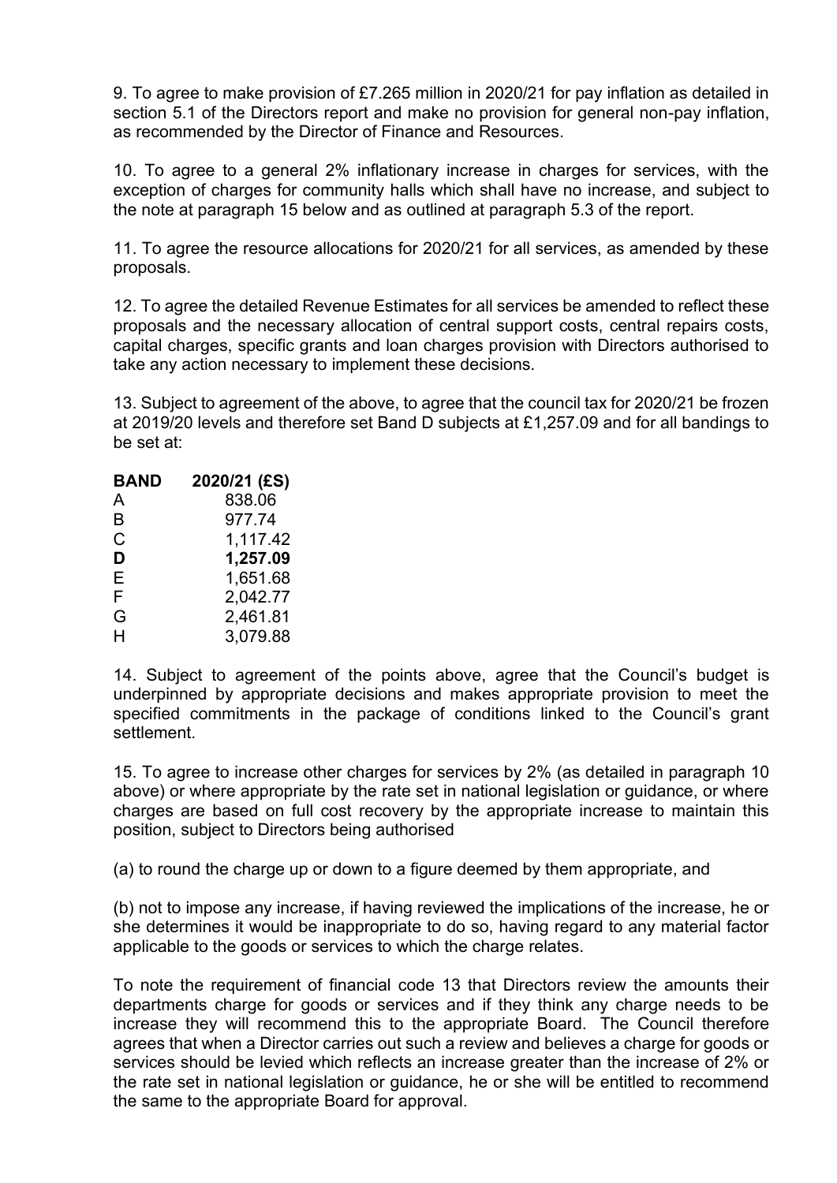9. To agree to make provision of £7.265 million in 2020/21 for pay inflation as detailed in section 5.1 of the Directors report and make no provision for general non-pay inflation, as recommended by the Director of Finance and Resources.

10. To agree to a general 2% inflationary increase in charges for services, with the exception of charges for community halls which shall have no increase, and subject to the note at paragraph 15 below and as outlined at paragraph 5.3 of the report.

11. To agree the resource allocations for 2020/21 for all services, as amended by these proposals.

12. To agree the detailed Revenue Estimates for all services be amended to reflect these proposals and the necessary allocation of central support costs, central repairs costs, capital charges, specific grants and loan charges provision with Directors authorised to take any action necessary to implement these decisions.

13. Subject to agreement of the above, to agree that the council tax for 2020/21 be frozen at 2019/20 levels and therefore set Band D subjects at £1,257.09 and for all bandings to be set at:

| **BAND** | **2020/21 (£S)** |
|---|---|
| A | 838.06 |
| B | 977.74 |
| C | 1,117.42 |
| **D** | **1,257.09** |
| E | 1,651.68 |
| F | 2,042.77 |
| G | 2,461.81 |
| H | 3,079.88 |

14. Subject to agreement of the points above, agree that the Council's budget is underpinned by appropriate decisions and makes appropriate provision to meet the specified commitments in the package of conditions linked to the Council's grant settlement.

15. To agree to increase other charges for services by 2% (as detailed in paragraph 10 above) or where appropriate by the rate set in national legislation or guidance, or where charges are based on full cost recovery by the appropriate increase to maintain this position, subject to Directors being authorised

(a) to round the charge up or down to a figure deemed by them appropriate, and

(b) not to impose any increase, if having reviewed the implications of the increase, he or she determines it would be inappropriate to do so, having regard to any material factor applicable to the goods or services to which the charge relates.

To note the requirement of financial code 13 that Directors review the amounts their departments charge for goods or services and if they think any charge needs to be increase they will recommend this to the appropriate Board. The Council therefore agrees that when a Director carries out such a review and believes a charge for goods or services should be levied which reflects an increase greater than the increase of 2% or the rate set in national legislation or guidance, he or she will be entitled to recommend the same to the appropriate Board for approval.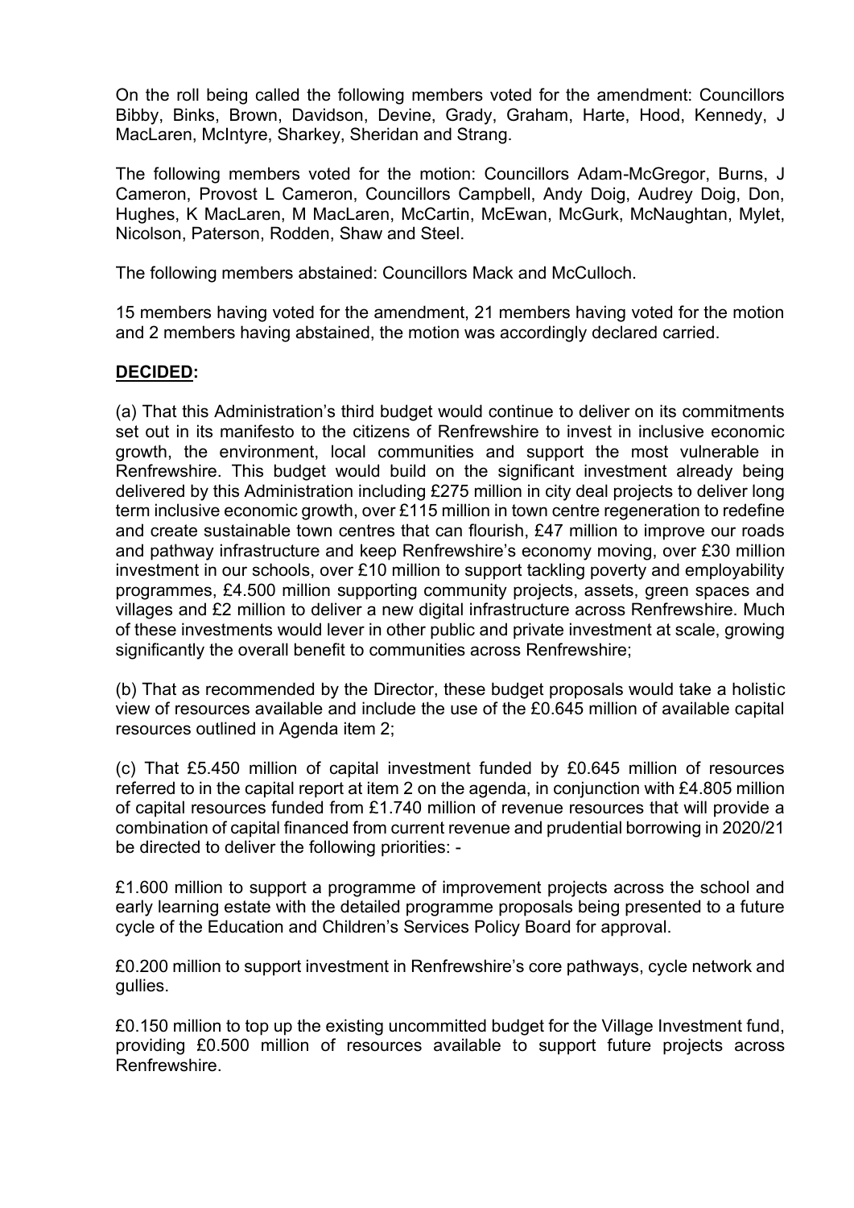On the roll being called the following members voted for the amendment: Councillors Bibby, Binks, Brown, Davidson, Devine, Grady, Graham, Harte, Hood, Kennedy, J MacLaren, McIntyre, Sharkey, Sheridan and Strang.

The following members voted for the motion: Councillors Adam-McGregor, Burns, J Cameron, Provost L Cameron, Councillors Campbell, Andy Doig, Audrey Doig, Don, Hughes, K MacLaren, M MacLaren, McCartin, McEwan, McGurk, McNaughtan, Mylet, Nicolson, Paterson, Rodden, Shaw and Steel.

The following members abstained: Councillors Mack and McCulloch.

15 members having voted for the amendment, 21 members having voted for the motion and 2 members having abstained, the motion was accordingly declared carried.

**DECIDED:**

(a) That this Administration's third budget would continue to deliver on its commitments set out in its manifesto to the citizens of Renfrewshire to invest in inclusive economic growth, the environment, local communities and support the most vulnerable in Renfrewshire. This budget would build on the significant investment already being delivered by this Administration including £275 million in city deal projects to deliver long term inclusive economic growth, over £115 million in town centre regeneration to redefine and create sustainable town centres that can flourish, £47 million to improve our roads and pathway infrastructure and keep Renfrewshire's economy moving, over £30 million investment in our schools, over £10 million to support tackling poverty and employability programmes, £4.500 million supporting community projects, assets, green spaces and villages and £2 million to deliver a new digital infrastructure across Renfrewshire. Much of these investments would lever in other public and private investment at scale, growing significantly the overall benefit to communities across Renfrewshire;

(b) That as recommended by the Director, these budget proposals would take a holistic view of resources available and include the use of the £0.645 million of available capital resources outlined in Agenda item 2;

(c) That £5.450 million of capital investment funded by £0.645 million of resources referred to in the capital report at item 2 on the agenda, in conjunction with £4.805 million of capital resources funded from £1.740 million of revenue resources that will provide a combination of capital financed from current revenue and prudential borrowing in 2020/21 be directed to deliver the following priorities: -

£1.600 million to support a programme of improvement projects across the school and early learning estate with the detailed programme proposals being presented to a future cycle of the Education and Children's Services Policy Board for approval.

£0.200 million to support investment in Renfrewshire's core pathways, cycle network and gullies.

£0.150 million to top up the existing uncommitted budget for the Village Investment fund, providing £0.500 million of resources available to support future projects across Renfrewshire.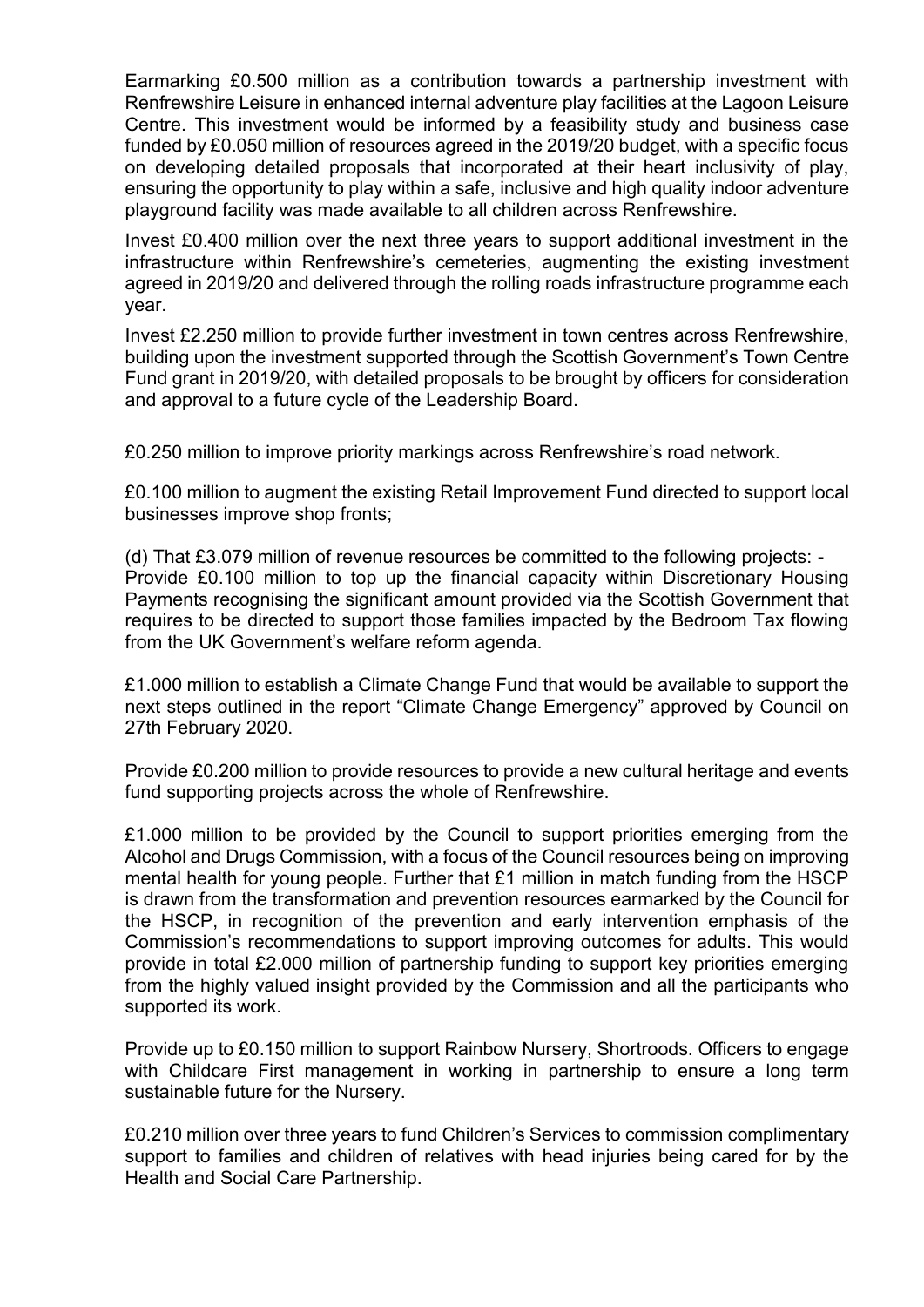Earmarking £0.500 million as a contribution towards a partnership investment with Renfrewshire Leisure in enhanced internal adventure play facilities at the Lagoon Leisure Centre. This investment would be informed by a feasibility study and business case funded by £0.050 million of resources agreed in the 2019/20 budget, with a specific focus on developing detailed proposals that incorporated at their heart inclusivity of play, ensuring the opportunity to play within a safe, inclusive and high quality indoor adventure playground facility was made available to all children across Renfrewshire.

Invest £0.400 million over the next three years to support additional investment in the infrastructure within Renfrewshire's cemeteries, augmenting the existing investment agreed in 2019/20 and delivered through the rolling roads infrastructure programme each year.

Invest £2.250 million to provide further investment in town centres across Renfrewshire, building upon the investment supported through the Scottish Government's Town Centre Fund grant in 2019/20, with detailed proposals to be brought by officers for consideration and approval to a future cycle of the Leadership Board.

£0.250 million to improve priority markings across Renfrewshire's road network.

£0.100 million to augment the existing Retail Improvement Fund directed to support local businesses improve shop fronts;

(d) That £3.079 million of revenue resources be committed to the following projects: -
Provide £0.100 million to top up the financial capacity within Discretionary Housing Payments recognising the significant amount provided via the Scottish Government that requires to be directed to support those families impacted by the Bedroom Tax flowing from the UK Government's welfare reform agenda.

£1.000 million to establish a Climate Change Fund that would be available to support the next steps outlined in the report "Climate Change Emergency" approved by Council on 27th February 2020.

Provide £0.200 million to provide resources to provide a new cultural heritage and events fund supporting projects across the whole of Renfrewshire.

£1.000 million to be provided by the Council to support priorities emerging from the Alcohol and Drugs Commission, with a focus of the Council resources being on improving mental health for young people. Further that £1 million in match funding from the HSCP is drawn from the transformation and prevention resources earmarked by the Council for the HSCP, in recognition of the prevention and early intervention emphasis of the Commission's recommendations to support improving outcomes for adults. This would provide in total £2.000 million of partnership funding to support key priorities emerging from the highly valued insight provided by the Commission and all the participants who supported its work.

Provide up to £0.150 million to support Rainbow Nursery, Shortroods. Officers to engage with Childcare First management in working in partnership to ensure a long term sustainable future for the Nursery.

£0.210 million over three years to fund Children's Services to commission complimentary support to families and children of relatives with head injuries being cared for by the Health and Social Care Partnership.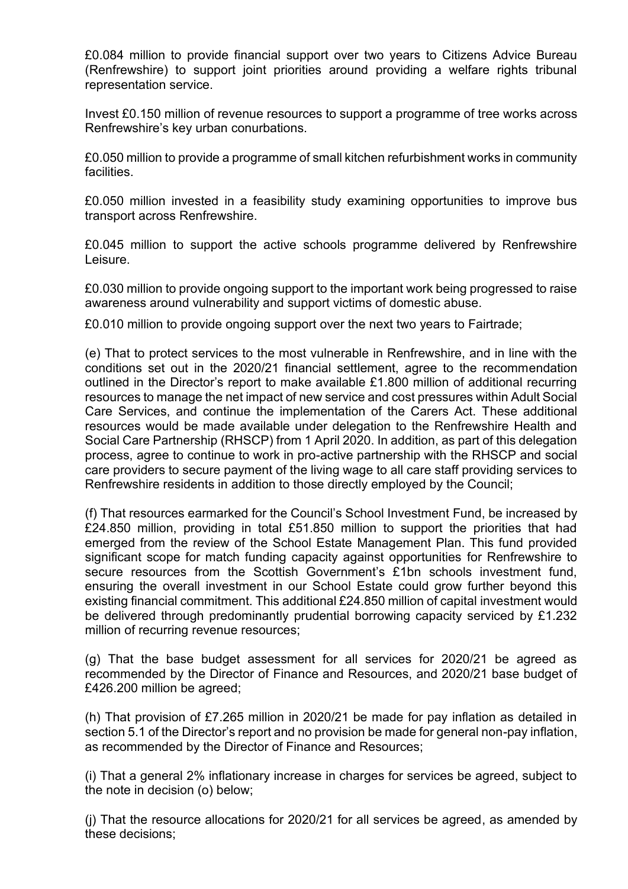£0.084 million to provide financial support over two years to Citizens Advice Bureau (Renfrewshire) to support joint priorities around providing a welfare rights tribunal representation service.

Invest £0.150 million of revenue resources to support a programme of tree works across Renfrewshire's key urban conurbations.

£0.050 million to provide a programme of small kitchen refurbishment works in community facilities.

£0.050 million invested in a feasibility study examining opportunities to improve bus transport across Renfrewshire.

£0.045 million to support the active schools programme delivered by Renfrewshire Leisure.

£0.030 million to provide ongoing support to the important work being progressed to raise awareness around vulnerability and support victims of domestic abuse.

£0.010 million to provide ongoing support over the next two years to Fairtrade;

(e) That to protect services to the most vulnerable in Renfrewshire, and in line with the conditions set out in the 2020/21 financial settlement, agree to the recommendation outlined in the Director's report to make available £1.800 million of additional recurring resources to manage the net impact of new service and cost pressures within Adult Social Care Services, and continue the implementation of the Carers Act. These additional resources would be made available under delegation to the Renfrewshire Health and Social Care Partnership (RHSCP) from 1 April 2020. In addition, as part of this delegation process, agree to continue to work in pro-active partnership with the RHSCP and social care providers to secure payment of the living wage to all care staff providing services to Renfrewshire residents in addition to those directly employed by the Council;

(f) That resources earmarked for the Council's School Investment Fund, be increased by £24.850 million, providing in total £51.850 million to support the priorities that had emerged from the review of the School Estate Management Plan. This fund provided significant scope for match funding capacity against opportunities for Renfrewshire to secure resources from the Scottish Government's £1bn schools investment fund, ensuring the overall investment in our School Estate could grow further beyond this existing financial commitment. This additional £24.850 million of capital investment would be delivered through predominantly prudential borrowing capacity serviced by £1.232 million of recurring revenue resources;

(g) That the base budget assessment for all services for 2020/21 be agreed as recommended by the Director of Finance and Resources, and 2020/21 base budget of £426.200 million be agreed;

(h) That provision of £7.265 million in 2020/21 be made for pay inflation as detailed in section 5.1 of the Director's report and no provision be made for general non-pay inflation, as recommended by the Director of Finance and Resources;

(i) That a general 2% inflationary increase in charges for services be agreed, subject to the note in decision (o) below;

(j) That the resource allocations for 2020/21 for all services be agreed, as amended by these decisions;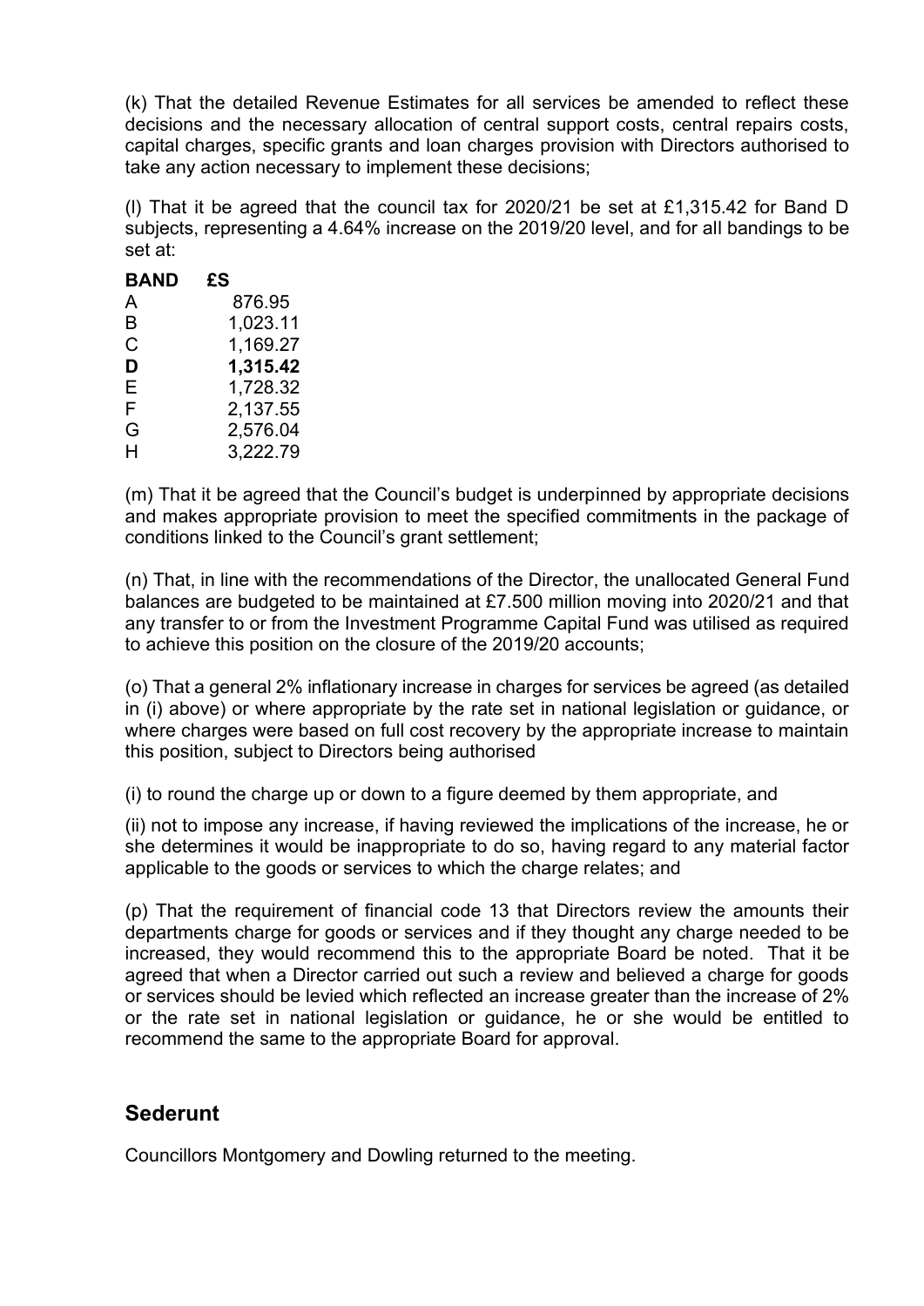(k) That the detailed Revenue Estimates for all services be amended to reflect these decisions and the necessary allocation of central support costs, central repairs costs, capital charges, specific grants and loan charges provision with Directors authorised to take any action necessary to implement these decisions;

(l) That it be agreed that the council tax for 2020/21 be set at £1,315.42 for Band D subjects, representing a 4.64% increase on the 2019/20 level, and for all bandings to be set at:

| **BAND** | **£S** |
|---|---|
| A | 876.95 |
| B | 1,023.11 |
| C | 1,169.27 |
| **D** | **1,315.42** |
| E | 1,728.32 |
| F | 2,137.55 |
| G | 2,576.04 |
| H | 3,222.79 |

(m) That it be agreed that the Council's budget is underpinned by appropriate decisions and makes appropriate provision to meet the specified commitments in the package of conditions linked to the Council's grant settlement;

(n) That, in line with the recommendations of the Director, the unallocated General Fund balances are budgeted to be maintained at £7.500 million moving into 2020/21 and that any transfer to or from the Investment Programme Capital Fund was utilised as required to achieve this position on the closure of the 2019/20 accounts;

(o) That a general 2% inflationary increase in charges for services be agreed (as detailed in (i) above) or where appropriate by the rate set in national legislation or guidance, or where charges were based on full cost recovery by the appropriate increase to maintain this position, subject to Directors being authorised

(i) to round the charge up or down to a figure deemed by them appropriate, and

(ii) not to impose any increase, if having reviewed the implications of the increase, he or she determines it would be inappropriate to do so, having regard to any material factor applicable to the goods or services to which the charge relates; and

(p) That the requirement of financial code 13 that Directors review the amounts their departments charge for goods or services and if they thought any charge needed to be increased, they would recommend this to the appropriate Board be noted. That it be agreed that when a Director carried out such a review and believed a charge for goods or services should be levied which reflected an increase greater than the increase of 2% or the rate set in national legislation or guidance, he or she would be entitled to recommend the same to the appropriate Board for approval.

## Sederunt

Councillors Montgomery and Dowling returned to the meeting.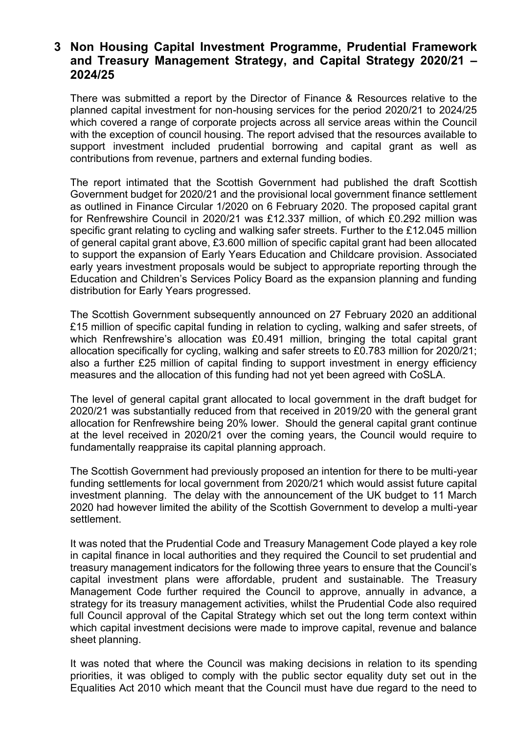## 3 Non Housing Capital Investment Programme, Prudential Framework and Treasury Management Strategy, and Capital Strategy 2020/21 – 2024/25

There was submitted a report by the Director of Finance & Resources relative to the planned capital investment for non-housing services for the period 2020/21 to 2024/25 which covered a range of corporate projects across all service areas within the Council with the exception of council housing. The report advised that the resources available to support investment included prudential borrowing and capital grant as well as contributions from revenue, partners and external funding bodies.

The report intimated that the Scottish Government had published the draft Scottish Government budget for 2020/21 and the provisional local government finance settlement as outlined in Finance Circular 1/2020 on 6 February 2020. The proposed capital grant for Renfrewshire Council in 2020/21 was £12.337 million, of which £0.292 million was specific grant relating to cycling and walking safer streets. Further to the £12.045 million of general capital grant above, £3.600 million of specific capital grant had been allocated to support the expansion of Early Years Education and Childcare provision. Associated early years investment proposals would be subject to appropriate reporting through the Education and Children's Services Policy Board as the expansion planning and funding distribution for Early Years progressed.

The Scottish Government subsequently announced on 27 February 2020 an additional £15 million of specific capital funding in relation to cycling, walking and safer streets, of which Renfrewshire's allocation was £0.491 million, bringing the total capital grant allocation specifically for cycling, walking and safer streets to £0.783 million for 2020/21; also a further £25 million of capital finding to support investment in energy efficiency measures and the allocation of this funding had not yet been agreed with CoSLA.

The level of general capital grant allocated to local government in the draft budget for 2020/21 was substantially reduced from that received in 2019/20 with the general grant allocation for Renfrewshire being 20% lower. Should the general capital grant continue at the level received in 2020/21 over the coming years, the Council would require to fundamentally reappraise its capital planning approach.

The Scottish Government had previously proposed an intention for there to be multi-year funding settlements for local government from 2020/21 which would assist future capital investment planning. The delay with the announcement of the UK budget to 11 March 2020 had however limited the ability of the Scottish Government to develop a multi-year settlement.

It was noted that the Prudential Code and Treasury Management Code played a key role in capital finance in local authorities and they required the Council to set prudential and treasury management indicators for the following three years to ensure that the Council's capital investment plans were affordable, prudent and sustainable. The Treasury Management Code further required the Council to approve, annually in advance, a strategy for its treasury management activities, whilst the Prudential Code also required full Council approval of the Capital Strategy which set out the long term context within which capital investment decisions were made to improve capital, revenue and balance sheet planning.

It was noted that where the Council was making decisions in relation to its spending priorities, it was obliged to comply with the public sector equality duty set out in the Equalities Act 2010 which meant that the Council must have due regard to the need to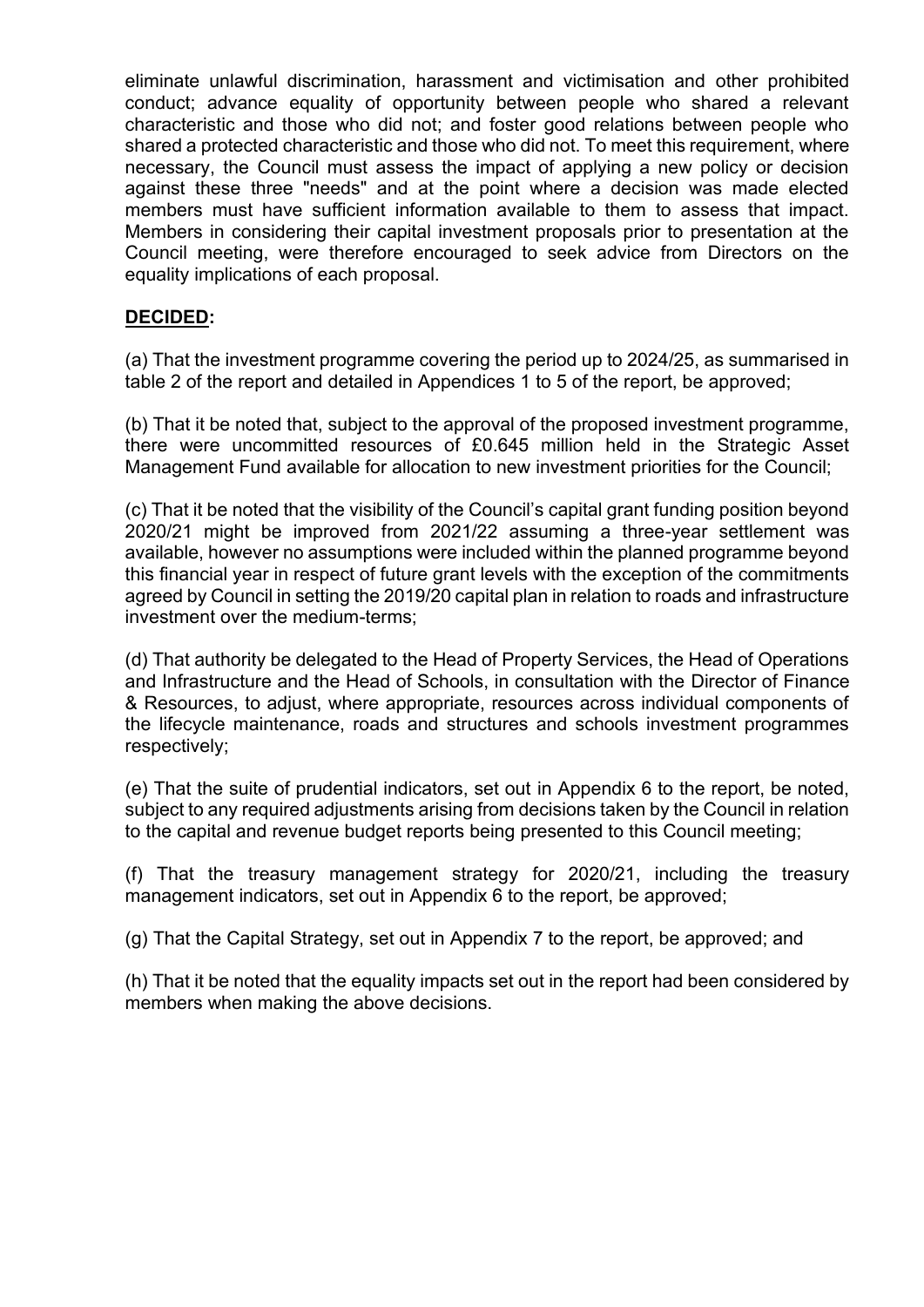eliminate unlawful discrimination, harassment and victimisation and other prohibited conduct; advance equality of opportunity between people who shared a relevant characteristic and those who did not; and foster good relations between people who shared a protected characteristic and those who did not. To meet this requirement, where necessary, the Council must assess the impact of applying a new policy or decision against these three "needs" and at the point where a decision was made elected members must have sufficient information available to them to assess that impact. Members in considering their capital investment proposals prior to presentation at the Council meeting, were therefore encouraged to seek advice from Directors on the equality implications of each proposal.

**DECIDED:**

(a) That the investment programme covering the period up to 2024/25, as summarised in table 2 of the report and detailed in Appendices 1 to 5 of the report, be approved;

(b) That it be noted that, subject to the approval of the proposed investment programme, there were uncommitted resources of £0.645 million held in the Strategic Asset Management Fund available for allocation to new investment priorities for the Council;

(c) That it be noted that the visibility of the Council's capital grant funding position beyond 2020/21 might be improved from 2021/22 assuming a three-year settlement was available, however no assumptions were included within the planned programme beyond this financial year in respect of future grant levels with the exception of the commitments agreed by Council in setting the 2019/20 capital plan in relation to roads and infrastructure investment over the medium-terms;

(d) That authority be delegated to the Head of Property Services, the Head of Operations and Infrastructure and the Head of Schools, in consultation with the Director of Finance & Resources, to adjust, where appropriate, resources across individual components of the lifecycle maintenance, roads and structures and schools investment programmes respectively;

(e) That the suite of prudential indicators, set out in Appendix 6 to the report, be noted, subject to any required adjustments arising from decisions taken by the Council in relation to the capital and revenue budget reports being presented to this Council meeting;

(f) That the treasury management strategy for 2020/21, including the treasury management indicators, set out in Appendix 6 to the report, be approved;

(g) That the Capital Strategy, set out in Appendix 7 to the report, be approved; and

(h) That it be noted that the equality impacts set out in the report had been considered by members when making the above decisions.